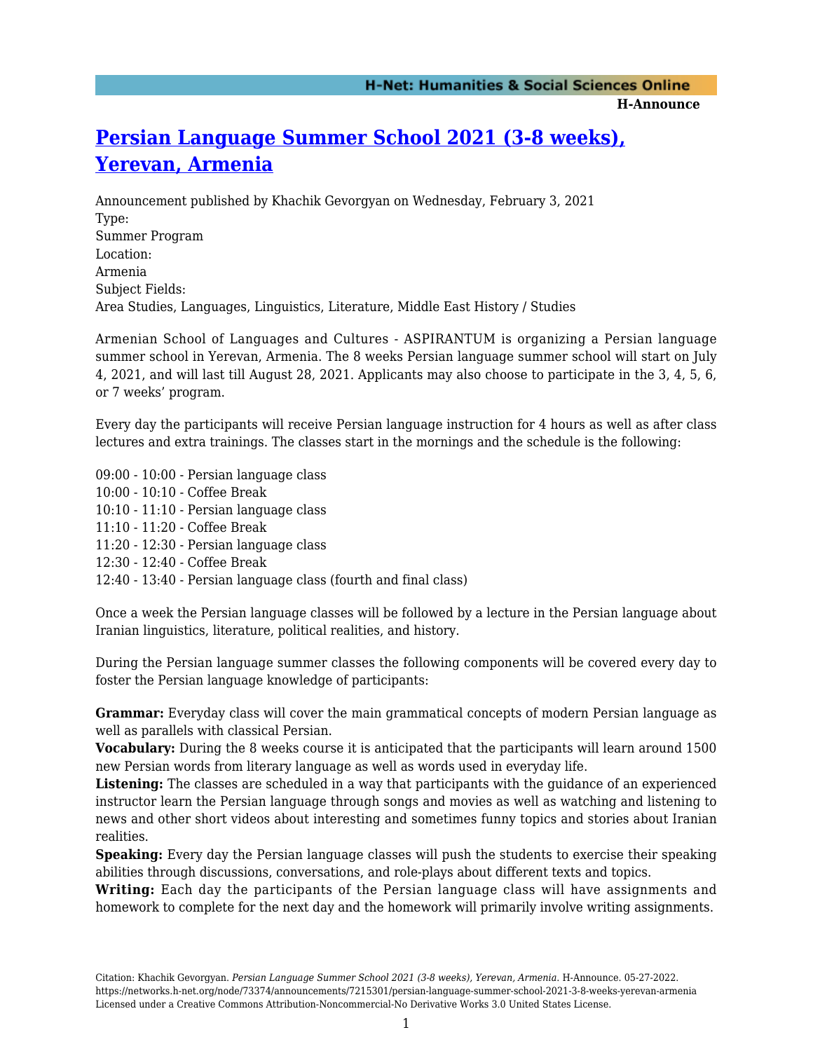# Persian Language Summer School 2021 (3-8 weeks), Yerevan, Armenia

Announcement published by Khachik Gevorgyan on Wednesday, February 3, 2021

Type:
Summer Program

Location:
Armenia

Subject Fields:
Area Studies, Languages, Linguistics, Literature, Middle East History / Studies

Armenian School of Languages and Cultures - ASPIRANTUM is organizing a Persian language summer school in Yerevan, Armenia. The 8 weeks Persian language summer school will start on July 4, 2021, and will last till August 28, 2021. Applicants may also choose to participate in the 3, 4, 5, 6, or 7 weeks' program.

Every day the participants will receive Persian language instruction for 4 hours as well as after class lectures and extra trainings. The classes start in the mornings and the schedule is the following:

09:00 - 10:00 - Persian language class
10:00 - 10:10 - Coffee Break
10:10 - 11:10 - Persian language class
11:10 - 11:20 - Coffee Break
11:20 - 12:30 - Persian language class
12:30 - 12:40 - Coffee Break
12:40 - 13:40 - Persian language class (fourth and final class)

Once a week the Persian language classes will be followed by a lecture in the Persian language about Iranian linguistics, literature, political realities, and history.

During the Persian language summer classes the following components will be covered every day to foster the Persian language knowledge of participants:

**Grammar:** Everyday class will cover the main grammatical concepts of modern Persian language as well as parallels with classical Persian.
**Vocabulary:** During the 8 weeks course it is anticipated that the participants will learn around 1500 new Persian words from literary language as well as words used in everyday life.
**Listening:** The classes are scheduled in a way that participants with the guidance of an experienced instructor learn the Persian language through songs and movies as well as watching and listening to news and other short videos about interesting and sometimes funny topics and stories about Iranian realities.
**Speaking:** Every day the Persian language classes will push the students to exercise their speaking abilities through discussions, conversations, and role-plays about different texts and topics.
**Writing:** Each day the participants of the Persian language class will have assignments and homework to complete for the next day and the homework will primarily involve writing assignments.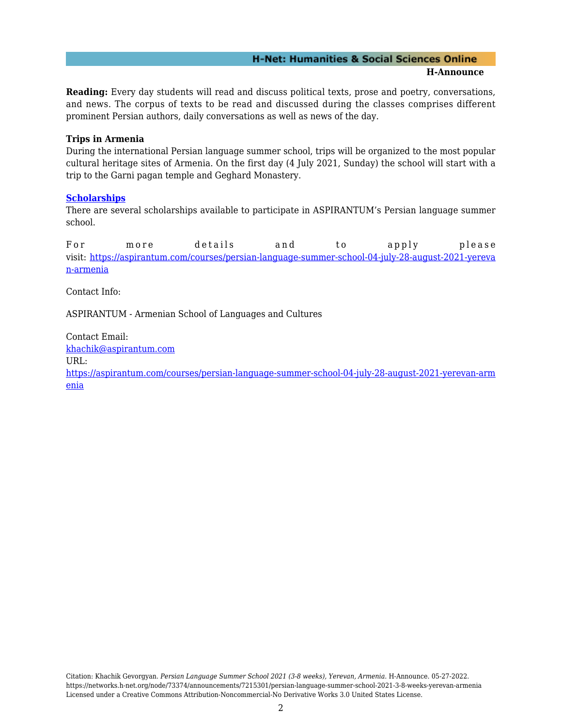**Reading:** Every day students will read and discuss political texts, prose and poetry, conversations, and news. The corpus of texts to be read and discussed during the classes comprises different prominent Persian authors, daily conversations as well as news of the day.

**Trips in Armenia**

During the international Persian language summer school, trips will be organized to the most popular cultural heritage sites of Armenia. On the first day (4 July 2021, Sunday) the school will start with a trip to the Garni pagan temple and Geghard Monastery.

**Scholarships**

There are several scholarships available to participate in ASPIRANTUM's Persian language summer school.

For more details and to apply please visit: https://aspirantum.com/courses/persian-language-summer-school-04-july-28-august-2021-yerevan-armenia

Contact Info:

ASPIRANTUM - Armenian School of Languages and Cultures

Contact Email:
khachik@aspirantum.com
URL:
https://aspirantum.com/courses/persian-language-summer-school-04-july-28-august-2021-yerevan-armenia

Citation: Khachik Gevorgyan. *Persian Language Summer School 2021 (3-8 weeks), Yerevan, Armenia.* H-Announce. 05-27-2022.
https://networks.h-net.org/node/73374/announcements/7215301/persian-language-summer-school-2021-3-8-weeks-yerevan-armenia
Licensed under a Creative Commons Attribution-Noncommercial-No Derivative Works 3.0 United States License.